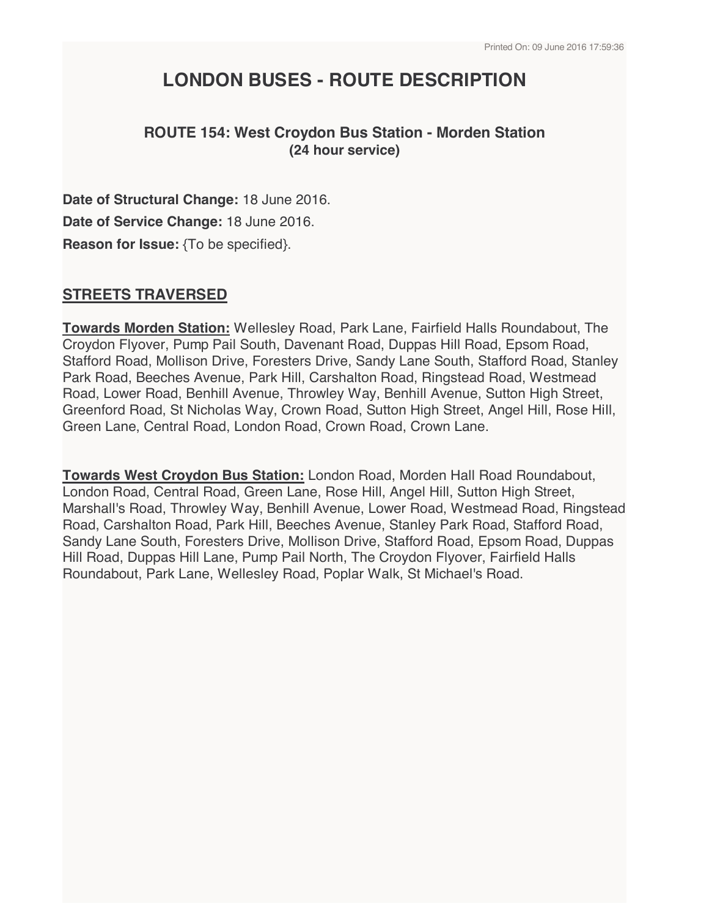# LONDON BUSES - ROUTE DESCRIPTION

### ROUTE 154: West Croydon Bus Station - Morden Station
**(24 hour service)**

**Date of Structural Change:** 18 June 2016.

**Date of Service Change:** 18 June 2016.

**Reason for Issue:** {To be specified}.

## STREETS TRAVERSED

**Towards Morden Station:** Wellesley Road, Park Lane, Fairfield Halls Roundabout, The Croydon Flyover, Pump Pail South, Davenant Road, Duppas Hill Road, Epsom Road, Stafford Road, Mollison Drive, Foresters Drive, Sandy Lane South, Stafford Road, Stanley Park Road, Beeches Avenue, Park Hill, Carshalton Road, Ringstead Road, Westmead Road, Lower Road, Benhill Avenue, Throwley Way, Benhill Avenue, Sutton High Street, Greenford Road, St Nicholas Way, Crown Road, Sutton High Street, Angel Hill, Rose Hill, Green Lane, Central Road, London Road, Crown Road, Crown Lane.

**Towards West Croydon Bus Station:** London Road, Morden Hall Road Roundabout, London Road, Central Road, Green Lane, Rose Hill, Angel Hill, Sutton High Street, Marshall's Road, Throwley Way, Benhill Avenue, Lower Road, Westmead Road, Ringstead Road, Carshalton Road, Park Hill, Beeches Avenue, Stanley Park Road, Stafford Road, Sandy Lane South, Foresters Drive, Mollison Drive, Stafford Road, Epsom Road, Duppas Hill Road, Duppas Hill Lane, Pump Pail North, The Croydon Flyover, Fairfield Halls Roundabout, Park Lane, Wellesley Road, Poplar Walk, St Michael's Road.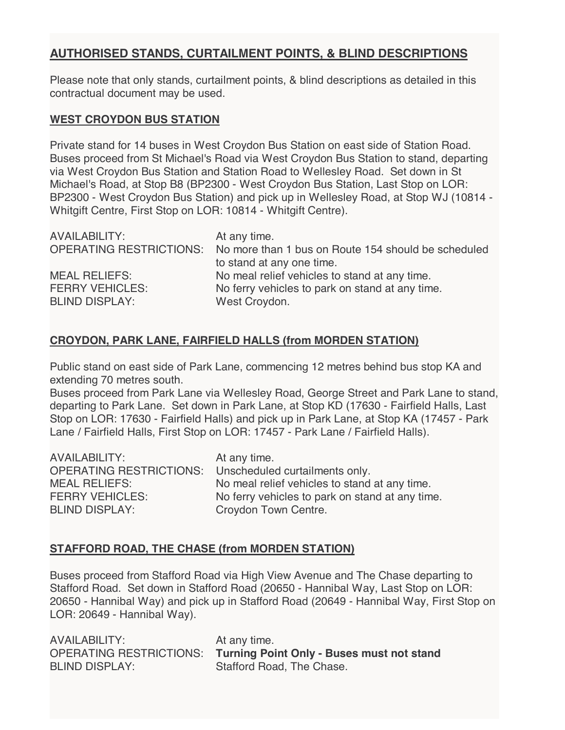## AUTHORISED STANDS, CURTAILMENT POINTS, & BLIND DESCRIPTIONS

Please note that only stands, curtailment points, & blind descriptions as detailed in this contractual document may be used.

### WEST CROYDON BUS STATION

Private stand for 14 buses in West Croydon Bus Station on east side of Station Road. Buses proceed from St Michael's Road via West Croydon Bus Station to stand, departing via West Croydon Bus Station and Station Road to Wellesley Road. Set down in St Michael's Road, at Stop B8 (BP2300 - West Croydon Bus Station, Last Stop on LOR: BP2300 - West Croydon Bus Station) and pick up in Wellesley Road, at Stop WJ (10814 - Whitgift Centre, First Stop on LOR: 10814 - Whitgift Centre).

| | |
|---|---|
| AVAILABILITY: | At any time. |
| OPERATING RESTRICTIONS: | No more than 1 bus on Route 154 should be scheduled to stand at any one time. |
| MEAL RELIEFS: | No meal relief vehicles to stand at any time. |
| FERRY VEHICLES: | No ferry vehicles to park on stand at any time. |
| BLIND DISPLAY: | West Croydon. |

### CROYDON, PARK LANE, FAIRFIELD HALLS (from MORDEN STATION)

Public stand on east side of Park Lane, commencing 12 metres behind bus stop KA and extending 70 metres south.
Buses proceed from Park Lane via Wellesley Road, George Street and Park Lane to stand, departing to Park Lane. Set down in Park Lane, at Stop KD (17630 - Fairfield Halls, Last Stop on LOR: 17630 - Fairfield Halls) and pick up in Park Lane, at Stop KA (17457 - Park Lane / Fairfield Halls, First Stop on LOR: 17457 - Park Lane / Fairfield Halls).

| | |
|---|---|
| AVAILABILITY: | At any time. |
| OPERATING RESTRICTIONS: | Unscheduled curtailments only. |
| MEAL RELIEFS: | No meal relief vehicles to stand at any time. |
| FERRY VEHICLES: | No ferry vehicles to park on stand at any time. |
| BLIND DISPLAY: | Croydon Town Centre. |

### STAFFORD ROAD, THE CHASE (from MORDEN STATION)

Buses proceed from Stafford Road via High View Avenue and The Chase departing to Stafford Road. Set down in Stafford Road (20650 - Hannibal Way, Last Stop on LOR: 20650 - Hannibal Way) and pick up in Stafford Road (20649 - Hannibal Way, First Stop on LOR: 20649 - Hannibal Way).

| | |
|---|---|
| AVAILABILITY: | At any time. |
| OPERATING RESTRICTIONS: | **Turning Point Only - Buses must not stand** |
| BLIND DISPLAY: | Stafford Road, The Chase. |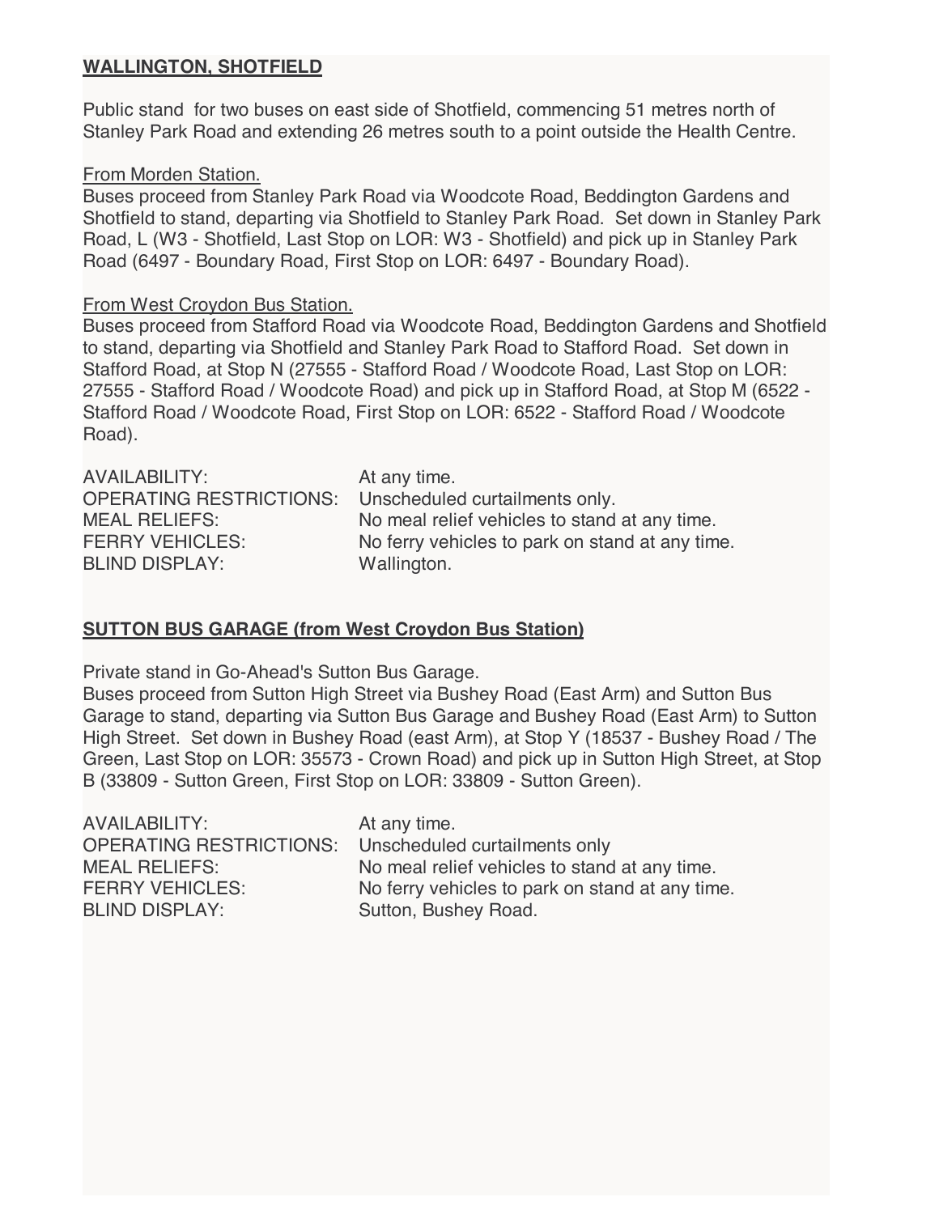**WALLINGTON, SHOTFIELD**

Public stand for two buses on east side of Shotfield, commencing 51 metres north of Stanley Park Road and extending 26 metres south to a point outside the Health Centre.

From Morden Station.
Buses proceed from Stanley Park Road via Woodcote Road, Beddington Gardens and Shotfield to stand, departing via Shotfield to Stanley Park Road. Set down in Stanley Park Road, L (W3 - Shotfield, Last Stop on LOR: W3 - Shotfield) and pick up in Stanley Park Road (6497 - Boundary Road, First Stop on LOR: 6497 - Boundary Road).

From West Croydon Bus Station.
Buses proceed from Stafford Road via Woodcote Road, Beddington Gardens and Shotfield to stand, departing via Shotfield and Stanley Park Road to Stafford Road. Set down in Stafford Road, at Stop N (27555 - Stafford Road / Woodcote Road, Last Stop on LOR: 27555 - Stafford Road / Woodcote Road) and pick up in Stafford Road, at Stop M (6522 - Stafford Road / Woodcote Road, First Stop on LOR: 6522 - Stafford Road / Woodcote Road).

AVAILABILITY: At any time.
OPERATING RESTRICTIONS: Unscheduled curtailments only.
MEAL RELIEFS: No meal relief vehicles to stand at any time.
FERRY VEHICLES: No ferry vehicles to park on stand at any time.
BLIND DISPLAY: Wallington.

**SUTTON BUS GARAGE (from West Croydon Bus Station)**

Private stand in Go-Ahead's Sutton Bus Garage.
Buses proceed from Sutton High Street via Bushey Road (East Arm) and Sutton Bus Garage to stand, departing via Sutton Bus Garage and Bushey Road (East Arm) to Sutton High Street. Set down in Bushey Road (east Arm), at Stop Y (18537 - Bushey Road / The Green, Last Stop on LOR: 35573 - Crown Road) and pick up in Sutton High Street, at Stop B (33809 - Sutton Green, First Stop on LOR: 33809 - Sutton Green).

AVAILABILITY: At any time.
OPERATING RESTRICTIONS: Unscheduled curtailments only
MEAL RELIEFS: No meal relief vehicles to stand at any time.
FERRY VEHICLES: No ferry vehicles to park on stand at any time.
BLIND DISPLAY: Sutton, Bushey Road.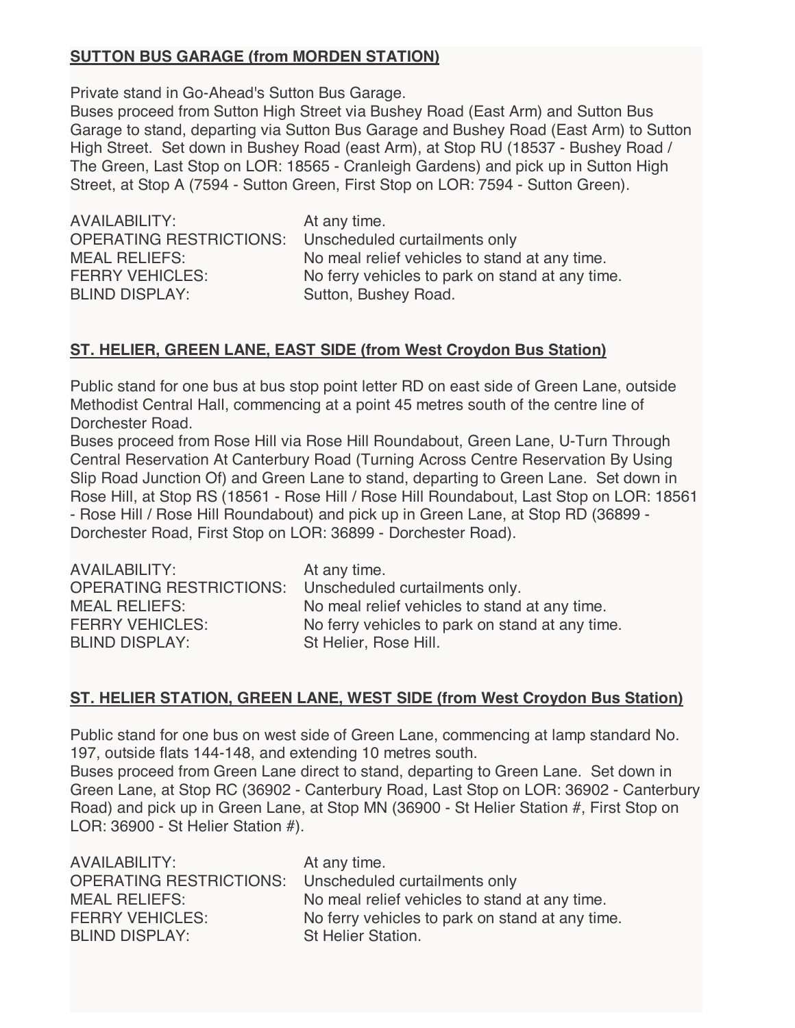**SUTTON BUS GARAGE (from MORDEN STATION)**

Private stand in Go-Ahead's Sutton Bus Garage.
Buses proceed from Sutton High Street via Bushey Road (East Arm) and Sutton Bus Garage to stand, departing via Sutton Bus Garage and Bushey Road (East Arm) to Sutton High Street. Set down in Bushey Road (east Arm), at Stop RU (18537 - Bushey Road / The Green, Last Stop on LOR: 18565 - Cranleigh Gardens) and pick up in Sutton High Street, at Stop A (7594 - Sutton Green, First Stop on LOR: 7594 - Sutton Green).

AVAILABILITY: At any time.
OPERATING RESTRICTIONS: Unscheduled curtailments only
MEAL RELIEFS: No meal relief vehicles to stand at any time.
FERRY VEHICLES: No ferry vehicles to park on stand at any time.
BLIND DISPLAY: Sutton, Bushey Road.

**ST. HELIER, GREEN LANE, EAST SIDE (from West Croydon Bus Station)**

Public stand for one bus at bus stop point letter RD on east side of Green Lane, outside Methodist Central Hall, commencing at a point 45 metres south of the centre line of Dorchester Road.
Buses proceed from Rose Hill via Rose Hill Roundabout, Green Lane, U-Turn Through Central Reservation At Canterbury Road (Turning Across Centre Reservation By Using Slip Road Junction Of) and Green Lane to stand, departing to Green Lane. Set down in Rose Hill, at Stop RS (18561 - Rose Hill / Rose Hill Roundabout, Last Stop on LOR: 18561 - Rose Hill / Rose Hill Roundabout) and pick up in Green Lane, at Stop RD (36899 - Dorchester Road, First Stop on LOR: 36899 - Dorchester Road).

AVAILABILITY: At any time.
OPERATING RESTRICTIONS: Unscheduled curtailments only.
MEAL RELIEFS: No meal relief vehicles to stand at any time.
FERRY VEHICLES: No ferry vehicles to park on stand at any time.
BLIND DISPLAY: St Helier, Rose Hill.

**ST. HELIER STATION, GREEN LANE, WEST SIDE (from West Croydon Bus Station)**

Public stand for one bus on west side of Green Lane, commencing at lamp standard No. 197, outside flats 144-148, and extending 10 metres south.
Buses proceed from Green Lane direct to stand, departing to Green Lane. Set down in Green Lane, at Stop RC (36902 - Canterbury Road, Last Stop on LOR: 36902 - Canterbury Road) and pick up in Green Lane, at Stop MN (36900 - St Helier Station #, First Stop on LOR: 36900 - St Helier Station #).

AVAILABILITY: At any time.
OPERATING RESTRICTIONS: Unscheduled curtailments only
MEAL RELIEFS: No meal relief vehicles to stand at any time.
FERRY VEHICLES: No ferry vehicles to park on stand at any time.
BLIND DISPLAY: St Helier Station.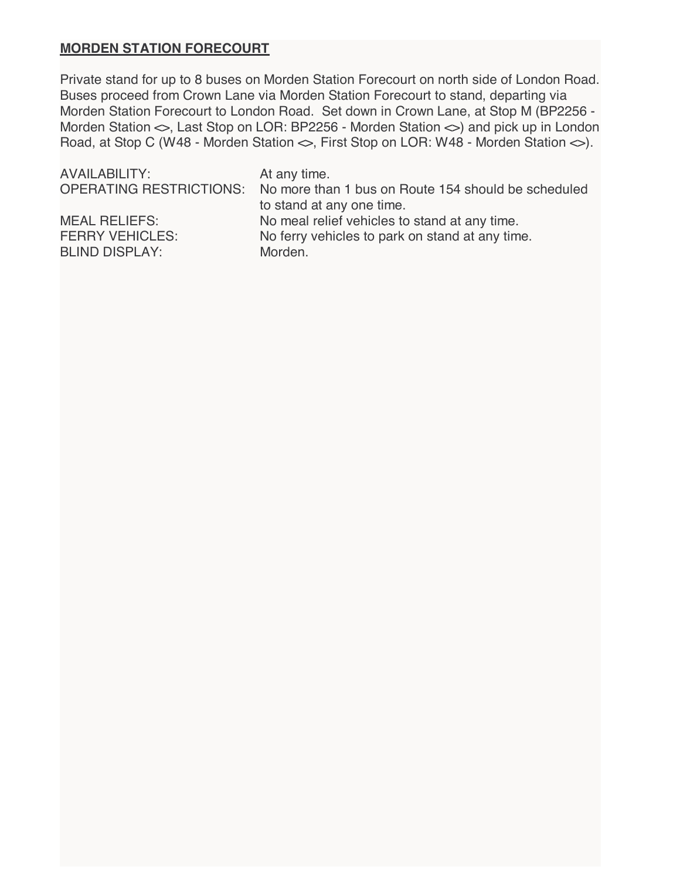**MORDEN STATION FORECOURT**

Private stand for up to 8 buses on Morden Station Forecourt on north side of London Road. Buses proceed from Crown Lane via Morden Station Forecourt to stand, departing via Morden Station Forecourt to London Road. Set down in Crown Lane, at Stop M (BP2256 - Morden Station <>, Last Stop on LOR: BP2256 - Morden Station <>) and pick up in London Road, at Stop C (W48 - Morden Station <>, First Stop on LOR: W48 - Morden Station <>).

| | |
|---|---|
| AVAILABILITY: | At any time. |
| OPERATING RESTRICTIONS: | No more than 1 bus on Route 154 should be scheduled to stand at any one time. |
| MEAL RELIEFS: | No meal relief vehicles to stand at any time. |
| FERRY VEHICLES: | No ferry vehicles to park on stand at any time. |
| BLIND DISPLAY: | Morden. |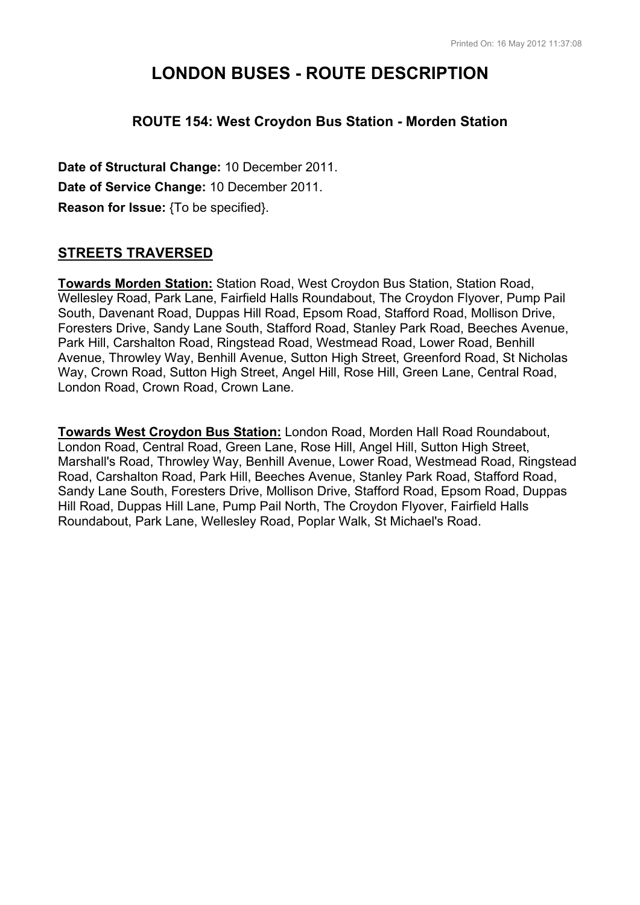# LONDON BUSES - ROUTE DESCRIPTION

### ROUTE 154: West Croydon Bus Station - Morden Station

**Date of Structural Change:** 10 December 2011.

**Date of Service Change:** 10 December 2011.

**Reason for Issue:** {To be specified}.

## STREETS TRAVERSED

**Towards Morden Station:** Station Road, West Croydon Bus Station, Station Road, Wellesley Road, Park Lane, Fairfield Halls Roundabout, The Croydon Flyover, Pump Pail South, Davenant Road, Duppas Hill Road, Epsom Road, Stafford Road, Mollison Drive, Foresters Drive, Sandy Lane South, Stafford Road, Stanley Park Road, Beeches Avenue, Park Hill, Carshalton Road, Ringstead Road, Westmead Road, Lower Road, Benhill Avenue, Throwley Way, Benhill Avenue, Sutton High Street, Greenford Road, St Nicholas Way, Crown Road, Sutton High Street, Angel Hill, Rose Hill, Green Lane, Central Road, London Road, Crown Road, Crown Lane.

**Towards West Croydon Bus Station:** London Road, Morden Hall Road Roundabout, London Road, Central Road, Green Lane, Rose Hill, Angel Hill, Sutton High Street, Marshall's Road, Throwley Way, Benhill Avenue, Lower Road, Westmead Road, Ringstead Road, Carshalton Road, Park Hill, Beeches Avenue, Stanley Park Road, Stafford Road, Sandy Lane South, Foresters Drive, Mollison Drive, Stafford Road, Epsom Road, Duppas Hill Road, Duppas Hill Lane, Pump Pail North, The Croydon Flyover, Fairfield Halls Roundabout, Park Lane, Wellesley Road, Poplar Walk, St Michael's Road.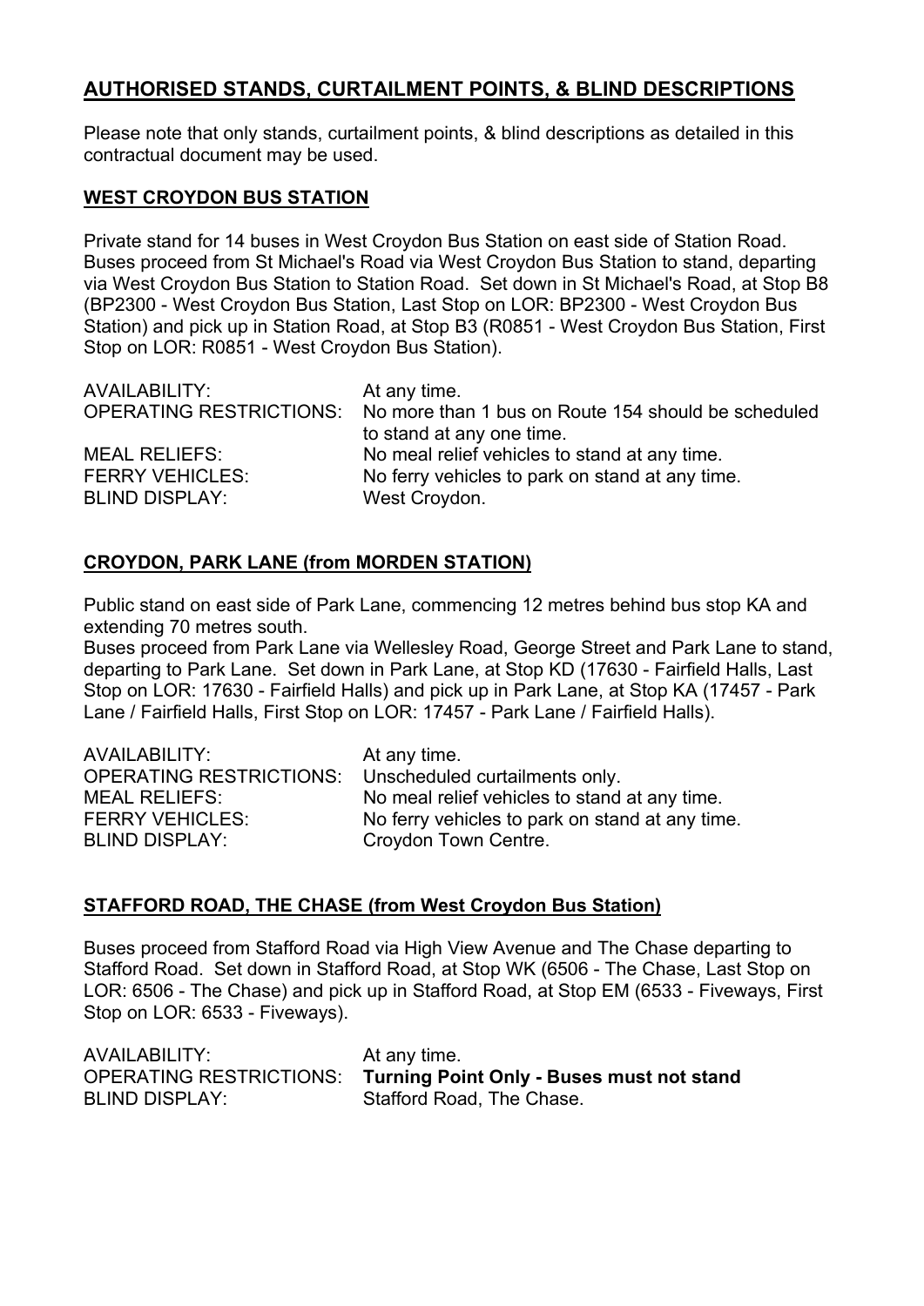## AUTHORISED STANDS, CURTAILMENT POINTS, & BLIND DESCRIPTIONS

Please note that only stands, curtailment points, & blind descriptions as detailed in this contractual document may be used.

### WEST CROYDON BUS STATION

Private stand for 14 buses in West Croydon Bus Station on east side of Station Road. Buses proceed from St Michael's Road via West Croydon Bus Station to stand, departing via West Croydon Bus Station to Station Road. Set down in St Michael's Road, at Stop B8 (BP2300 - West Croydon Bus Station, Last Stop on LOR: BP2300 - West Croydon Bus Station) and pick up in Station Road, at Stop B3 (R0851 - West Croydon Bus Station, First Stop on LOR: R0851 - West Croydon Bus Station).

| | |
|---|---|
| AVAILABILITY: | At any time. |
| OPERATING RESTRICTIONS: | No more than 1 bus on Route 154 should be scheduled to stand at any one time. |
| MEAL RELIEFS: | No meal relief vehicles to stand at any time. |
| FERRY VEHICLES: | No ferry vehicles to park on stand at any time. |
| BLIND DISPLAY: | West Croydon. |

### CROYDON, PARK LANE (from MORDEN STATION)

Public stand on east side of Park Lane, commencing 12 metres behind bus stop KA and extending 70 metres south.
Buses proceed from Park Lane via Wellesley Road, George Street and Park Lane to stand, departing to Park Lane. Set down in Park Lane, at Stop KD (17630 - Fairfield Halls, Last Stop on LOR: 17630 - Fairfield Halls) and pick up in Park Lane, at Stop KA (17457 - Park Lane / Fairfield Halls, First Stop on LOR: 17457 - Park Lane / Fairfield Halls).

| | |
|---|---|
| AVAILABILITY: | At any time. |
| OPERATING RESTRICTIONS: | Unscheduled curtailments only. |
| MEAL RELIEFS: | No meal relief vehicles to stand at any time. |
| FERRY VEHICLES: | No ferry vehicles to park on stand at any time. |
| BLIND DISPLAY: | Croydon Town Centre. |

### STAFFORD ROAD, THE CHASE (from West Croydon Bus Station)

Buses proceed from Stafford Road via High View Avenue and The Chase departing to Stafford Road. Set down in Stafford Road, at Stop WK (6506 - The Chase, Last Stop on LOR: 6506 - The Chase) and pick up in Stafford Road, at Stop EM (6533 - Fiveways, First Stop on LOR: 6533 - Fiveways).

| | |
|---|---|
| AVAILABILITY: | At any time. |
| OPERATING RESTRICTIONS: | **Turning Point Only - Buses must not stand** |
| BLIND DISPLAY: | Stafford Road, The Chase. |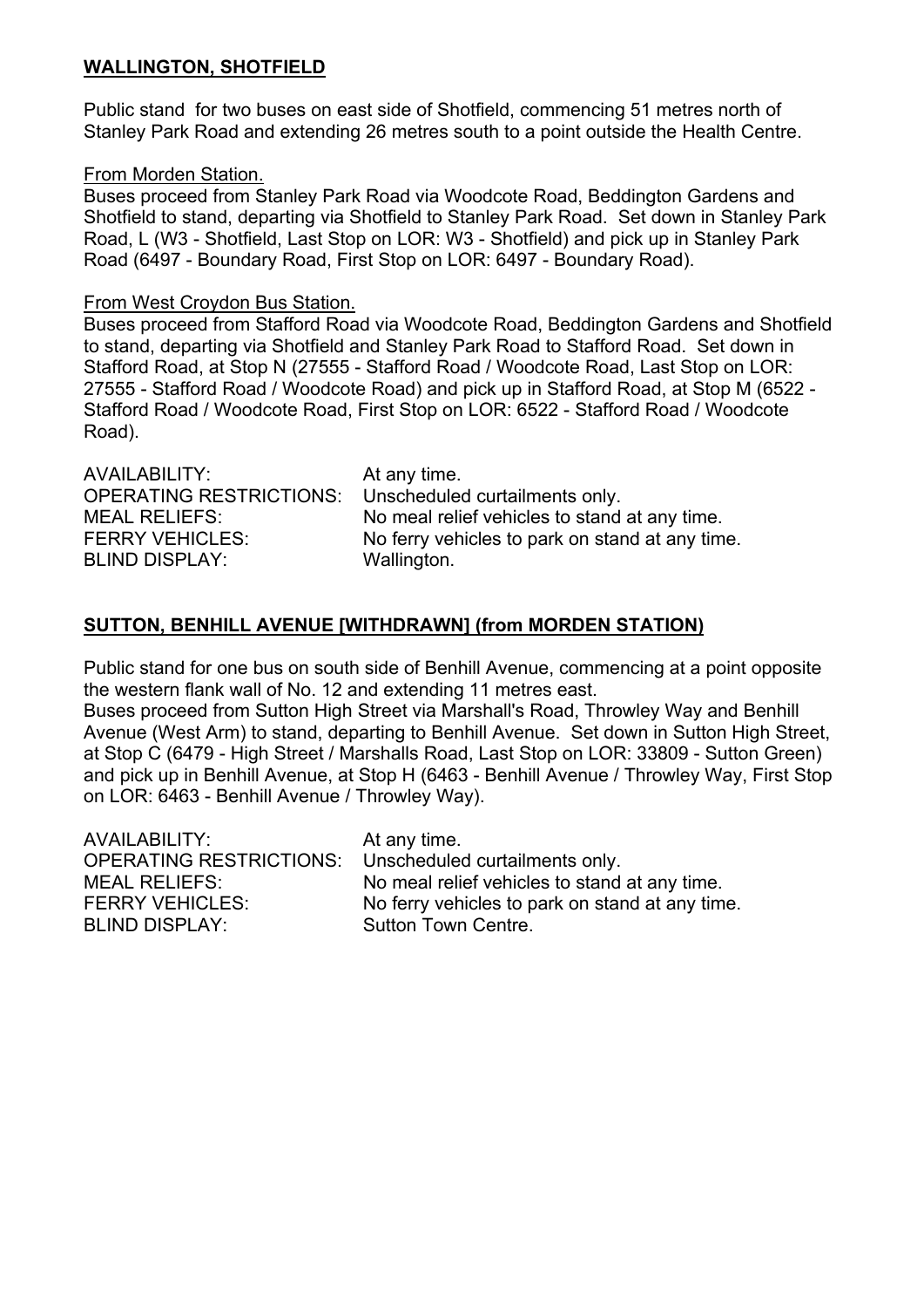## **WALLINGTON, SHOTFIELD**

Public stand for two buses on east side of Shotfield, commencing 51 metres north of Stanley Park Road and extending 26 metres south to a point outside the Health Centre.

From Morden Station.

Buses proceed from Stanley Park Road via Woodcote Road, Beddington Gardens and Shotfield to stand, departing via Shotfield to Stanley Park Road. Set down in Stanley Park Road, L (W3 - Shotfield, Last Stop on LOR: W3 - Shotfield) and pick up in Stanley Park Road (6497 - Boundary Road, First Stop on LOR: 6497 - Boundary Road).

From West Croydon Bus Station.

Buses proceed from Stafford Road via Woodcote Road, Beddington Gardens and Shotfield to stand, departing via Shotfield and Stanley Park Road to Stafford Road. Set down in Stafford Road, at Stop N (27555 - Stafford Road / Woodcote Road, Last Stop on LOR: 27555 - Stafford Road / Woodcote Road) and pick up in Stafford Road, at Stop M (6522 - Stafford Road / Woodcote Road, First Stop on LOR: 6522 - Stafford Road / Woodcote Road).

AVAILABILITY: At any time.
OPERATING RESTRICTIONS: Unscheduled curtailments only.
MEAL RELIEFS: No meal relief vehicles to stand at any time.
FERRY VEHICLES: No ferry vehicles to park on stand at any time.
BLIND DISPLAY: Wallington.

## **SUTTON, BENHILL AVENUE [WITHDRAWN] (from MORDEN STATION)**

Public stand for one bus on south side of Benhill Avenue, commencing at a point opposite the western flank wall of No. 12 and extending 11 metres east.
Buses proceed from Sutton High Street via Marshall's Road, Throwley Way and Benhill Avenue (West Arm) to stand, departing to Benhill Avenue. Set down in Sutton High Street, at Stop C (6479 - High Street / Marshalls Road, Last Stop on LOR: 33809 - Sutton Green) and pick up in Benhill Avenue, at Stop H (6463 - Benhill Avenue / Throwley Way, First Stop on LOR: 6463 - Benhill Avenue / Throwley Way).

AVAILABILITY: At any time.
OPERATING RESTRICTIONS: Unscheduled curtailments only.
MEAL RELIEFS: No meal relief vehicles to stand at any time.
FERRY VEHICLES: No ferry vehicles to park on stand at any time.
BLIND DISPLAY: Sutton Town Centre.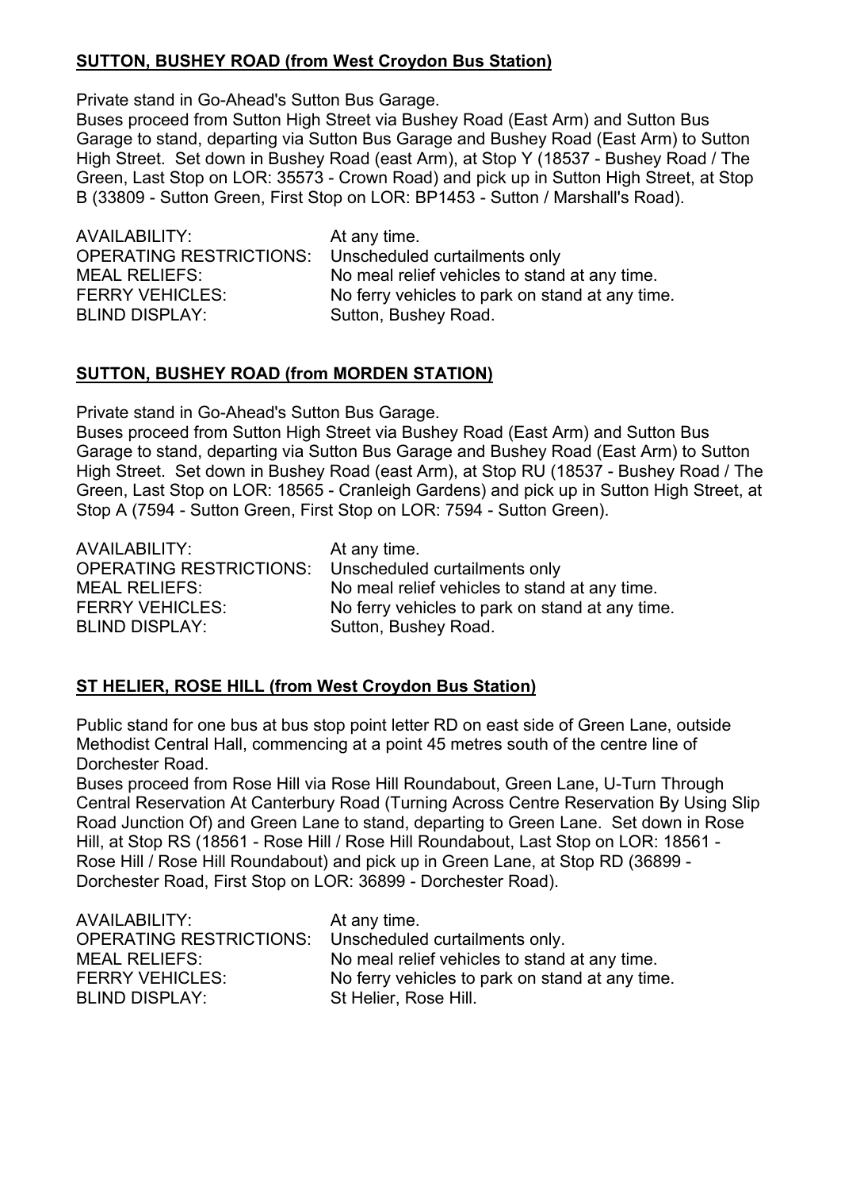**SUTTON, BUSHEY ROAD (from West Croydon Bus Station)**

Private stand in Go-Ahead's Sutton Bus Garage.
Buses proceed from Sutton High Street via Bushey Road (East Arm) and Sutton Bus Garage to stand, departing via Sutton Bus Garage and Bushey Road (East Arm) to Sutton High Street. Set down in Bushey Road (east Arm), at Stop Y (18537 - Bushey Road / The Green, Last Stop on LOR: 35573 - Crown Road) and pick up in Sutton High Street, at Stop B (33809 - Sutton Green, First Stop on LOR: BP1453 - Sutton / Marshall's Road).

AVAILABILITY: At any time.
OPERATING RESTRICTIONS: Unscheduled curtailments only
MEAL RELIEFS: No meal relief vehicles to stand at any time.
FERRY VEHICLES: No ferry vehicles to park on stand at any time.
BLIND DISPLAY: Sutton, Bushey Road.

**SUTTON, BUSHEY ROAD (from MORDEN STATION)**

Private stand in Go-Ahead's Sutton Bus Garage.
Buses proceed from Sutton High Street via Bushey Road (East Arm) and Sutton Bus Garage to stand, departing via Sutton Bus Garage and Bushey Road (East Arm) to Sutton High Street. Set down in Bushey Road (east Arm), at Stop RU (18537 - Bushey Road / The Green, Last Stop on LOR: 18565 - Cranleigh Gardens) and pick up in Sutton High Street, at Stop A (7594 - Sutton Green, First Stop on LOR: 7594 - Sutton Green).

AVAILABILITY: At any time.
OPERATING RESTRICTIONS: Unscheduled curtailments only
MEAL RELIEFS: No meal relief vehicles to stand at any time.
FERRY VEHICLES: No ferry vehicles to park on stand at any time.
BLIND DISPLAY: Sutton, Bushey Road.

**ST HELIER, ROSE HILL (from West Croydon Bus Station)**

Public stand for one bus at bus stop point letter RD on east side of Green Lane, outside Methodist Central Hall, commencing at a point 45 metres south of the centre line of Dorchester Road.
Buses proceed from Rose Hill via Rose Hill Roundabout, Green Lane, U-Turn Through Central Reservation At Canterbury Road (Turning Across Centre Reservation By Using Slip Road Junction Of) and Green Lane to stand, departing to Green Lane. Set down in Rose Hill, at Stop RS (18561 - Rose Hill / Rose Hill Roundabout, Last Stop on LOR: 18561 - Rose Hill / Rose Hill Roundabout) and pick up in Green Lane, at Stop RD (36899 - Dorchester Road, First Stop on LOR: 36899 - Dorchester Road).

AVAILABILITY: At any time.
OPERATING RESTRICTIONS: Unscheduled curtailments only.
MEAL RELIEFS: No meal relief vehicles to stand at any time.
FERRY VEHICLES: No ferry vehicles to park on stand at any time.
BLIND DISPLAY: St Helier, Rose Hill.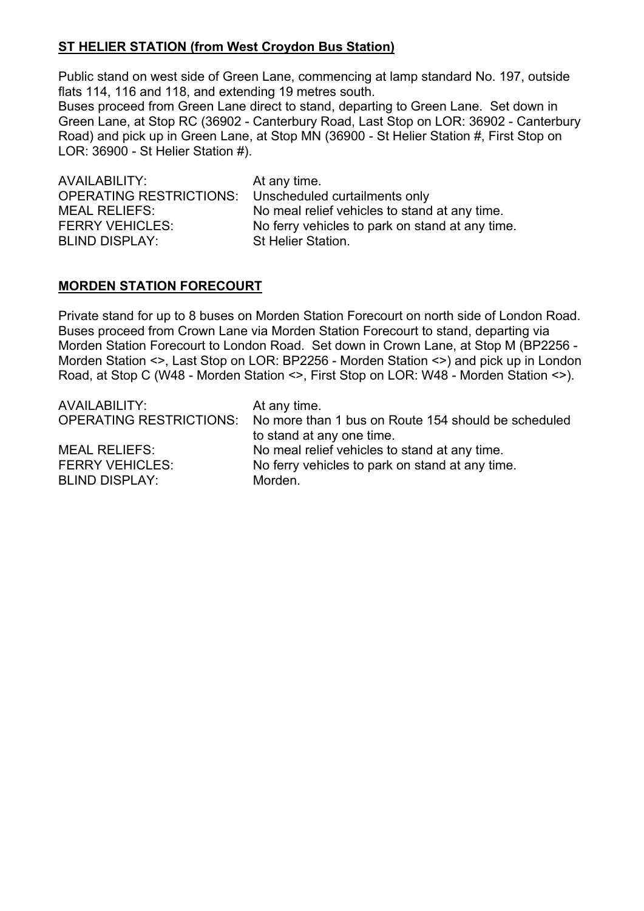**ST HELIER STATION (from West Croydon Bus Station)**

Public stand on west side of Green Lane, commencing at lamp standard No. 197, outside flats 114, 116 and 118, and extending 19 metres south.
Buses proceed from Green Lane direct to stand, departing to Green Lane. Set down in Green Lane, at Stop RC (36902 - Canterbury Road, Last Stop on LOR: 36902 - Canterbury Road) and pick up in Green Lane, at Stop MN (36900 - St Helier Station #, First Stop on LOR: 36900 - St Helier Station #).

| | |
|---|---|
| AVAILABILITY: | At any time. |
| OPERATING RESTRICTIONS: | Unscheduled curtailments only |
| MEAL RELIEFS: | No meal relief vehicles to stand at any time. |
| FERRY VEHICLES: | No ferry vehicles to park on stand at any time. |
| BLIND DISPLAY: | St Helier Station. |

**MORDEN STATION FORECOURT**

Private stand for up to 8 buses on Morden Station Forecourt on north side of London Road. Buses proceed from Crown Lane via Morden Station Forecourt to stand, departing via Morden Station Forecourt to London Road. Set down in Crown Lane, at Stop M (BP2256 - Morden Station <>, Last Stop on LOR: BP2256 - Morden Station <>) and pick up in London Road, at Stop C (W48 - Morden Station <>, First Stop on LOR: W48 - Morden Station <>).

| | |
|---|---|
| AVAILABILITY: | At any time. |
| OPERATING RESTRICTIONS: | No more than 1 bus on Route 154 should be scheduled to stand at any one time. |
| MEAL RELIEFS: | No meal relief vehicles to stand at any time. |
| FERRY VEHICLES: | No ferry vehicles to park on stand at any time. |
| BLIND DISPLAY: | Morden. |